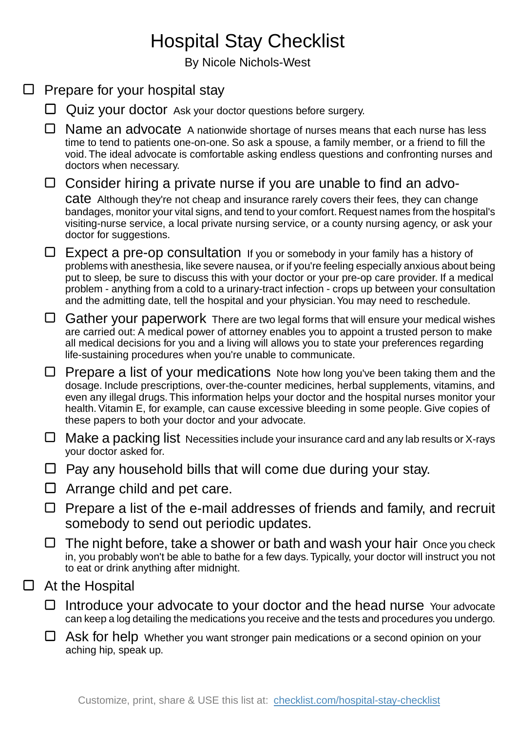# Hospital Stay Checklist

By Nicole Nichols-West

- [ ] Prepare for your hospital stay
  - [ ] Quiz your doctor Ask your doctor questions before surgery.
  - [ ] Name an advocate A nationwide shortage of nurses means that each nurse has less time to tend to patients one-on-one. So ask a spouse, a family member, or a friend to fill the void. The ideal advocate is comfortable asking endless questions and confronting nurses and doctors when necessary.
  - [ ] Consider hiring a private nurse if you are unable to find an advocate Although they're not cheap and insurance rarely covers their fees, they can change bandages, monitor your vital signs, and tend to your comfort. Request names from the hospital's visiting-nurse service, a local private nursing service, or a county nursing agency, or ask your doctor for suggestions.
  - [ ] Expect a pre-op consultation If you or somebody in your family has a history of problems with anesthesia, like severe nausea, or if you're feeling especially anxious about being put to sleep, be sure to discuss this with your doctor or your pre-op care provider. If a medical problem - anything from a cold to a urinary-tract infection - crops up between your consultation and the admitting date, tell the hospital and your physician. You may need to reschedule.
  - [ ] Gather your paperwork There are two legal forms that will ensure your medical wishes are carried out: A medical power of attorney enables you to appoint a trusted person to make all medical decisions for you and a living will allows you to state your preferences regarding life-sustaining procedures when you're unable to communicate.
  - [ ] Prepare a list of your medications Note how long you've been taking them and the dosage. Include prescriptions, over-the-counter medicines, herbal supplements, vitamins, and even any illegal drugs. This information helps your doctor and the hospital nurses monitor your health. Vitamin E, for example, can cause excessive bleeding in some people. Give copies of these papers to both your doctor and your advocate.
  - [ ] Make a packing list Necessities include your insurance card and any lab results or X-rays your doctor asked for.
  - [ ] Pay any household bills that will come due during your stay.
  - [ ] Arrange child and pet care.
  - [ ] Prepare a list of the e-mail addresses of friends and family, and recruit somebody to send out periodic updates.
  - [ ] The night before, take a shower or bath and wash your hair Once you check in, you probably won't be able to bathe for a few days. Typically, your doctor will instruct you not to eat or drink anything after midnight.
- [ ] At the Hospital
  - [ ] Introduce your advocate to your doctor and the head nurse Your advocate can keep a log detailing the medications you receive and the tests and procedures you undergo.
  - [ ] Ask for help Whether you want stronger pain medications or a second opinion on your aching hip, speak up.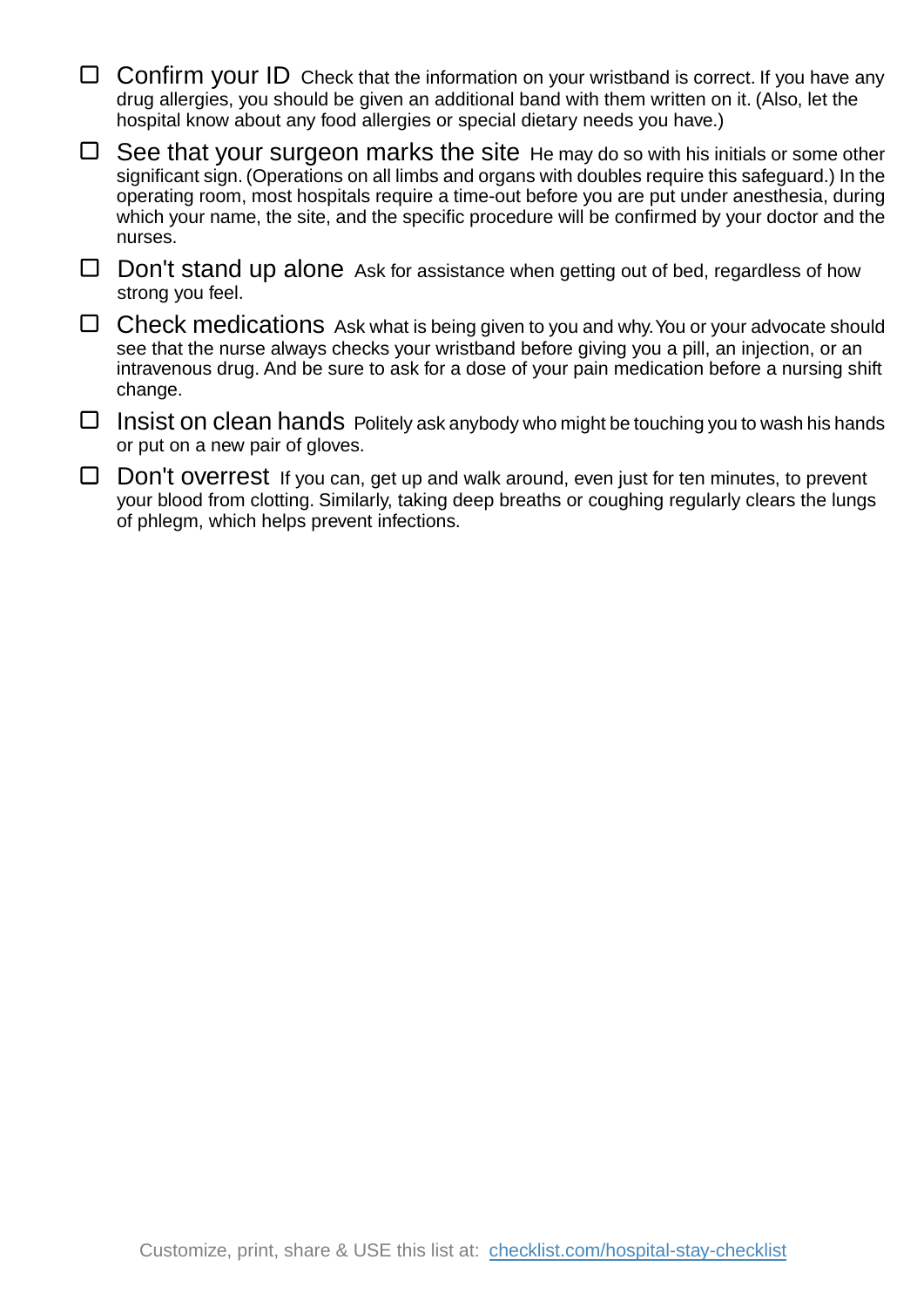- [ ] **Confirm your ID** Check that the information on your wristband is correct. If you have any drug allergies, you should be given an additional band with them written on it. (Also, let the hospital know about any food allergies or special dietary needs you have.)
- [ ] **See that your surgeon marks the site** He may do so with his initials or some other significant sign. (Operations on all limbs and organs with doubles require this safeguard.) In the operating room, most hospitals require a time-out before you are put under anesthesia, during which your name, the site, and the specific procedure will be confirmed by your doctor and the nurses.
- [ ] **Don't stand up alone** Ask for assistance when getting out of bed, regardless of how strong you feel.
- [ ] **Check medications** Ask what is being given to you and why. You or your advocate should see that the nurse always checks your wristband before giving you a pill, an injection, or an intravenous drug. And be sure to ask for a dose of your pain medication before a nursing shift change.
- [ ] **Insist on clean hands** Politely ask anybody who might be touching you to wash his hands or put on a new pair of gloves.
- [ ] **Don't overrest** If you can, get up and walk around, even just for ten minutes, to prevent your blood from clotting. Similarly, taking deep breaths or coughing regularly clears the lungs of phlegm, which helps prevent infections.